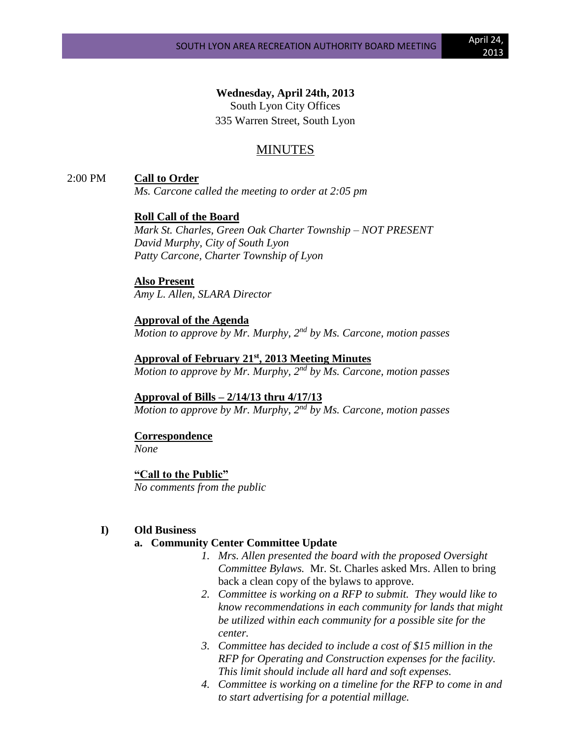**Wednesday, April 24th, 2013**
South Lyon City Offices
335 Warren Street, South Lyon

# MINUTES

2:00 PM **Call to Order**
*Ms. Carcone called the meeting to order at 2:05 pm*

**Roll Call of the Board**
*Mark St. Charles, Green Oak Charter Township – NOT PRESENT*
*David Murphy, City of South Lyon*
*Patty Carcone, Charter Township of Lyon*

**Also Present**
*Amy L. Allen, SLARA Director*

**Approval of the Agenda**
*Motion to approve by Mr. Murphy, 2nd by Ms. Carcone, motion passes*

**Approval of February 21st, 2013 Meeting Minutes**
*Motion to approve by Mr. Murphy, 2nd by Ms. Carcone, motion passes*

**Approval of Bills – 2/14/13 thru 4/17/13**
*Motion to approve by Mr. Murphy, 2nd by Ms. Carcone, motion passes*

**Correspondence**
*None*

**"Call to the Public"**
*No comments from the public*

**I) Old Business**

**a. Community Center Committee Update**

1. *Mrs. Allen presented the board with the proposed Oversight Committee Bylaws.* Mr. St. Charles asked Mrs. Allen to bring back a clean copy of the bylaws to approve.
2. *Committee is working on a RFP to submit. They would like to know recommendations in each community for lands that might be utilized within each community for a possible site for the center.*
3. *Committee has decided to include a cost of $15 million in the RFP for Operating and Construction expenses for the facility. This limit should include all hard and soft expenses.*
4. *Committee is working on a timeline for the RFP to come in and to start advertising for a potential millage.*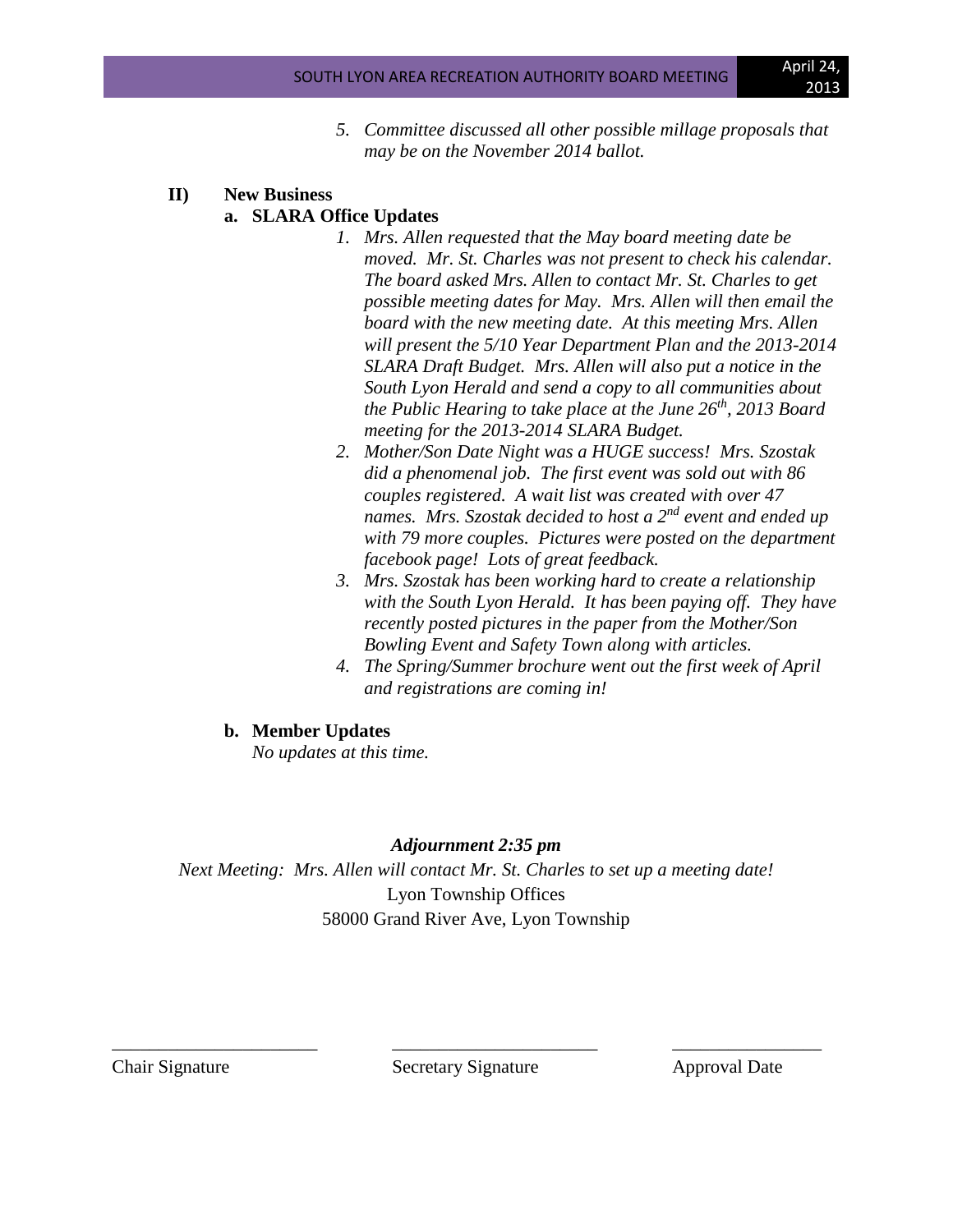5. *Committee discussed all other possible millage proposals that may be on the November 2014 ballot.*

**II) New Business**

**a. SLARA Office Updates**

1. *Mrs. Allen requested that the May board meeting date be moved. Mr. St. Charles was not present to check his calendar. The board asked Mrs. Allen to contact Mr. St. Charles to get possible meeting dates for May. Mrs. Allen will then email the board with the new meeting date. At this meeting Mrs. Allen will present the 5/10 Year Department Plan and the 2013-2014 SLARA Draft Budget. Mrs. Allen will also put a notice in the South Lyon Herald and send a copy to all communities about the Public Hearing to take place at the June 26th, 2013 Board meeting for the 2013-2014 SLARA Budget.*
2. *Mother/Son Date Night was a HUGE success! Mrs. Szostak did a phenomenal job. The first event was sold out with 86 couples registered. A wait list was created with over 47 names. Mrs. Szostak decided to host a 2nd event and ended up with 79 more couples. Pictures were posted on the department facebook page! Lots of great feedback.*
3. *Mrs. Szostak has been working hard to create a relationship with the South Lyon Herald. It has been paying off. They have recently posted pictures in the paper from the Mother/Son Bowling Event and Safety Town along with articles.*
4. *The Spring/Summer brochure went out the first week of April and registrations are coming in!*

**b. Member Updates**

*No updates at this time.*

***Adjournment 2:35 pm***

*Next Meeting: Mrs. Allen will contact Mr. St. Charles to set up a meeting date!*
Lyon Township Offices
58000 Grand River Ave, Lyon Township

______________________ ______________________ ________________

Chair Signature Secretary Signature Approval Date